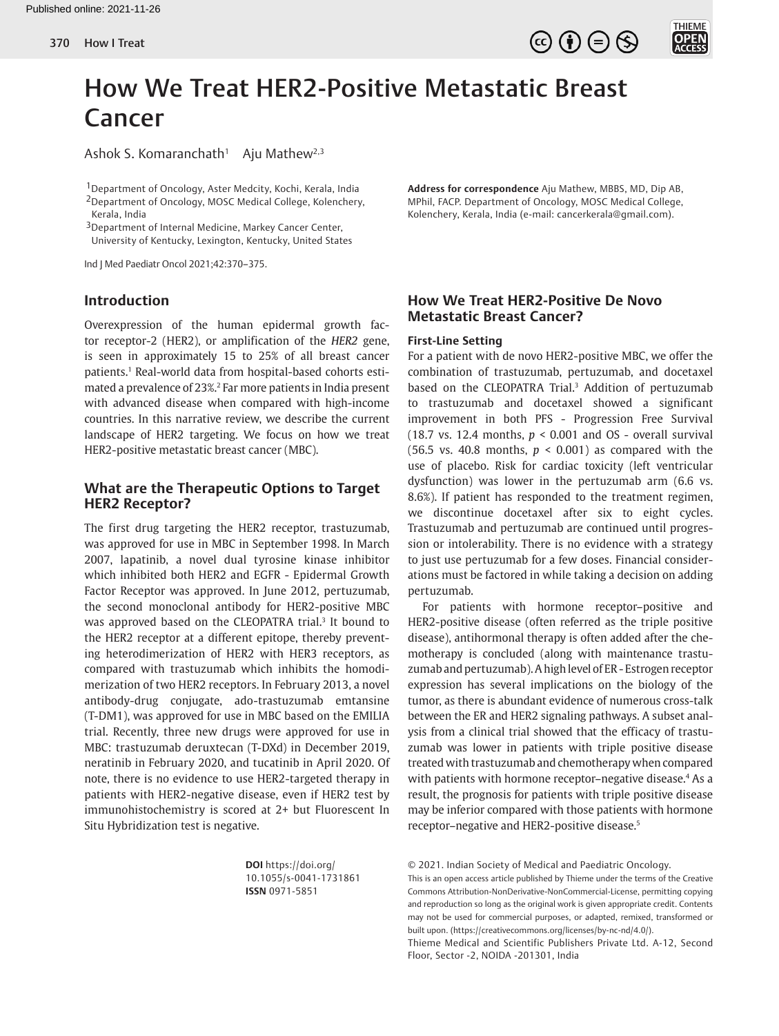# How We Treat HER2-Positive Metastatic Breast Cancer

Ashok S. Komaranchath[1] Aju Mathew[2,3]

[1]Department of Oncology, Aster Medcity, Kochi, Kerala, India
[2]Department of Oncology, MOSC Medical College, Kolenchery, Kerala, India
[3]Department of Internal Medicine, Markey Cancer Center, University of Kentucky, Lexington, Kentucky, United States

**Address for correspondence** Aju Mathew, MBBS, MD, Dip AB, MPhil, FACP. Department of Oncology, MOSC Medical College, Kolenchery, Kerala, India (e-mail: cancerkerala@gmail.com).

Ind J Med Paediatr Oncol 2021;42:370–375.

## Introduction

Overexpression of the human epidermal growth factor receptor-2 (HER2), or amplification of the *HER2* gene, is seen in approximately 15 to 25% of all breast cancer patients.[1] Real-world data from hospital-based cohorts estimated a prevalence of 23%.[2] Far more patients in India present with advanced disease when compared with high-income countries. In this narrative review, we describe the current landscape of HER2 targeting. We focus on how we treat HER2-positive metastatic breast cancer (MBC).

## What are the Therapeutic Options to Target HER2 Receptor?

The first drug targeting the HER2 receptor, trastuzumab, was approved for use in MBC in September 1998. In March 2007, lapatinib, a novel dual tyrosine kinase inhibitor which inhibited both HER2 and EGFR - Epidermal Growth Factor Receptor was approved. In June 2012, pertuzumab, the second monoclonal antibody for HER2-positive MBC was approved based on the CLEOPATRA trial.[3] It bound to the HER2 receptor at a different epitope, thereby preventing heterodimerization of HER2 with HER3 receptors, as compared with trastuzumab which inhibits the homodimerization of two HER2 receptors. In February 2013, a novel antibody-drug conjugate, ado-trastuzumab emtansine (T-DM1), was approved for use in MBC based on the EMILIA trial. Recently, three new drugs were approved for use in MBC: trastuzumab deruxtecan (T-DXd) in December 2019, neratinib in February 2020, and tucatinib in April 2020. Of note, there is no evidence to use HER2-targeted therapy in patients with HER2-negative disease, even if HER2 test by immunohistochemistry is scored at 2+ but Fluorescent In Situ Hybridization test is negative.

## How We Treat HER2-Positive De Novo Metastatic Breast Cancer?

### First-Line Setting

For a patient with de novo HER2-positive MBC, we offer the combination of trastuzumab, pertuzumab, and docetaxel based on the CLEOPATRA Trial.[3] Addition of pertuzumab to trastuzumab and docetaxel showed a significant improvement in both PFS - Progression Free Survival (18.7 vs. 12.4 months, $p < 0.001$ and OS - overall survival (56.5 vs. 40.8 months, $p < 0.001$) as compared with the use of placebo. Risk for cardiac toxicity (left ventricular dysfunction) was lower in the pertuzumab arm (6.6 vs. 8.6%). If patient has responded to the treatment regimen, we discontinue docetaxel after six to eight cycles. Trastuzumab and pertuzumab are continued until progression or intolerability. There is no evidence with a strategy to just use pertuzumab for a few doses. Financial considerations must be factored in while taking a decision on adding pertuzumab.

For patients with hormone receptor–positive and HER2-positive disease (often referred as the triple positive disease), antihormonal therapy is often added after the chemotherapy is concluded (along with maintenance trastuzumab and pertuzumab). A high level of ER - Estrogen receptor expression has several implications on the biology of the tumor, as there is abundant evidence of numerous cross-talk between the ER and HER2 signaling pathways. A subset analysis from a clinical trial showed that the efficacy of trastuzumab was lower in patients with triple positive disease treated with trastuzumab and chemotherapy when compared with patients with hormone receptor–negative disease.[4] As a result, the prognosis for patients with triple positive disease may be inferior compared with those patients with hormone receptor–negative and HER2-positive disease.[5]

**DOI** https://doi.org/10.1055/s-0041-1731861
**ISSN** 0971-5851

© 2021. Indian Society of Medical and Paediatric Oncology.
This is an open access article published by Thieme under the terms of the Creative Commons Attribution-NonDerivative-NonCommercial-License, permitting copying and reproduction so long as the original work is given appropriate credit. Contents may not be used for commercial purposes, or adapted, remixed, transformed or built upon. (https://creativecommons.org/licenses/by-nc-nd/4.0/).
Thieme Medical and Scientific Publishers Private Ltd. A-12, Second Floor, Sector -2, NOIDA -201301, India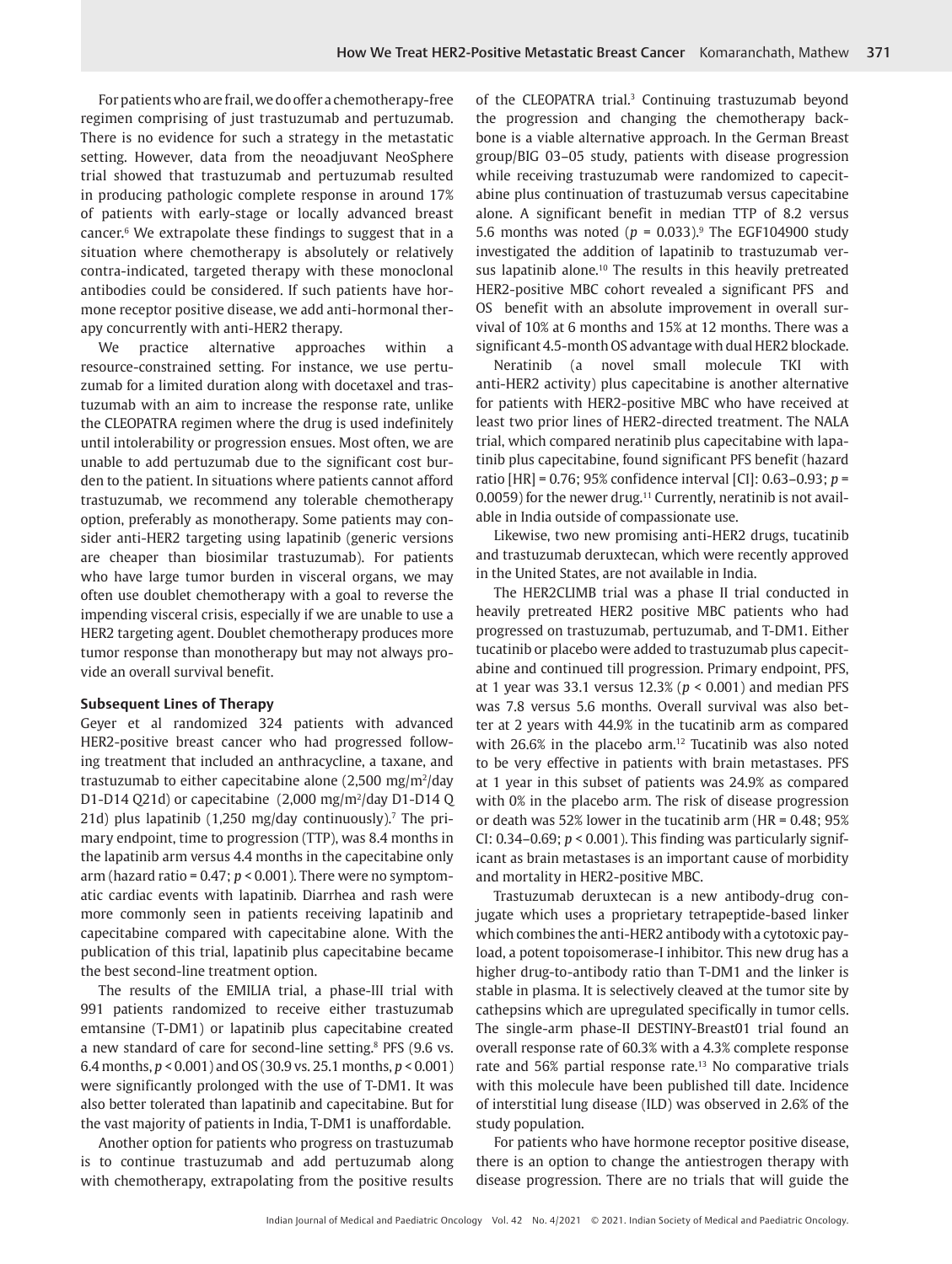For patients who are frail, we do offer a chemotherapy-free regimen comprising of just trastuzumab and pertuzumab. There is no evidence for such a strategy in the metastatic setting. However, data from the neoadjuvant NeoSphere trial showed that trastuzumab and pertuzumab resulted in producing pathologic complete response in around 17% of patients with early-stage or locally advanced breast cancer.[6] We extrapolate these findings to suggest that in a situation where chemotherapy is absolutely or relatively contra-indicated, targeted therapy with these monoclonal antibodies could be considered. If such patients have hormone receptor positive disease, we add anti-hormonal therapy concurrently with anti-HER2 therapy.

We practice alternative approaches within a resource-constrained setting. For instance, we use pertuzumab for a limited duration along with docetaxel and trastuzumab with an aim to increase the response rate, unlike the CLEOPATRA regimen where the drug is used indefinitely until intolerability or progression ensues. Most often, we are unable to add pertuzumab due to the significant cost burden to the patient. In situations where patients cannot afford trastuzumab, we recommend any tolerable chemotherapy option, preferably as monotherapy. Some patients may consider anti-HER2 targeting using lapatinib (generic versions are cheaper than biosimilar trastuzumab). For patients who have large tumor burden in visceral organs, we may often use doublet chemotherapy with a goal to reverse the impending visceral crisis, especially if we are unable to use a HER2 targeting agent. Doublet chemotherapy produces more tumor response than monotherapy but may not always provide an overall survival benefit.

### Subsequent Lines of Therapy

Geyer et al randomized 324 patients with advanced HER2-positive breast cancer who had progressed following treatment that included an anthracycline, a taxane, and trastuzumab to either capecitabine alone (2,500 mg/m$^2$/day D1-D14 Q21d) or capecitabine (2,000 mg/m$^2$/day D1-D14 Q 21d) plus lapatinib (1,250 mg/day continuously).[7] The primary endpoint, time to progression (TTP), was 8.4 months in the lapatinib arm versus 4.4 months in the capecitabine only arm (hazard ratio = 0.47; $p < 0.001$). There were no symptomatic cardiac events with lapatinib. Diarrhea and rash were more commonly seen in patients receiving lapatinib and capecitabine compared with capecitabine alone. With the publication of this trial, lapatinib plus capecitabine became the best second-line treatment option.

The results of the EMILIA trial, a phase-III trial with 991 patients randomized to receive either trastuzumab emtansine (T-DM1) or lapatinib plus capecitabine created a new standard of care for second-line setting.[8] PFS (9.6 vs. 6.4 months, $p < 0.001$) and OS (30.9 vs. 25.1 months, $p < 0.001$) were significantly prolonged with the use of T-DM1. It was also better tolerated than lapatinib and capecitabine. But for the vast majority of patients in India, T-DM1 is unaffordable.

Another option for patients who progress on trastuzumab is to continue trastuzumab and add pertuzumab along with chemotherapy, extrapolating from the positive results of the CLEOPATRA trial.[3] Continuing trastuzumab beyond the progression and changing the chemotherapy backbone is a viable alternative approach. In the German Breast group/BIG 03–05 study, patients with disease progression while receiving trastuzumab were randomized to capecitabine plus continuation of trastuzumab versus capecitabine alone. A significant benefit in median TTP of 8.2 versus 5.6 months was noted ($p = 0.033$).[9] The EGF104900 study investigated the addition of lapatinib to trastuzumab versus lapatinib alone.[10] The results in this heavily pretreated HER2-positive MBC cohort revealed a significant PFS and OS benefit with an absolute improvement in overall survival of 10% at 6 months and 15% at 12 months. There was a significant 4.5-month OS advantage with dual HER2 blockade.

Neratinib (a novel small molecule TKI with anti-HER2 activity) plus capecitabine is another alternative for patients with HER2-positive MBC who have received at least two prior lines of HER2-directed treatment. The NALA trial, which compared neratinib plus capecitabine with lapatinib plus capecitabine, found significant PFS benefit (hazard ratio [HR] = 0.76; 95% confidence interval [CI]: 0.63–0.93; $p = 0.0059$) for the newer drug.[11] Currently, neratinib is not available in India outside of compassionate use.

Likewise, two new promising anti-HER2 drugs, tucatinib and trastuzumab deruxtecan, which were recently approved in the United States, are not available in India.

The HER2CLIMB trial was a phase II trial conducted in heavily pretreated HER2 positive MBC patients who had progressed on trastuzumab, pertuzumab, and T-DM1. Either tucatinib or placebo were added to trastuzumab plus capecitabine and continued till progression. Primary endpoint, PFS, at 1 year was 33.1 versus 12.3% ($p < 0.001$) and median PFS was 7.8 versus 5.6 months. Overall survival was also better at 2 years with 44.9% in the tucatinib arm as compared with 26.6% in the placebo arm.[12] Tucatinib was also noted to be very effective in patients with brain metastases. PFS at 1 year in this subset of patients was 24.9% as compared with 0% in the placebo arm. The risk of disease progression or death was 52% lower in the tucatinib arm (HR = 0.48; 95% CI: 0.34–0.69; $p < 0.001$). This finding was particularly significant as brain metastases is an important cause of morbidity and mortality in HER2-positive MBC.

Trastuzumab deruxtecan is a new antibody-drug conjugate which uses a proprietary tetrapeptide-based linker which combines the anti-HER2 antibody with a cytotoxic payload, a potent topoisomerase-I inhibitor. This new drug has a higher drug-to-antibody ratio than T-DM1 and the linker is stable in plasma. It is selectively cleaved at the tumor site by cathepsins which are upregulated specifically in tumor cells. The single-arm phase-II DESTINY-Breast01 trial found an overall response rate of 60.3% with a 4.3% complete response rate and 56% partial response rate.[13] No comparative trials with this molecule have been published till date. Incidence of interstitial lung disease (ILD) was observed in 2.6% of the study population.

For patients who have hormone receptor positive disease, there is an option to change the antiestrogen therapy with disease progression. There are no trials that will guide the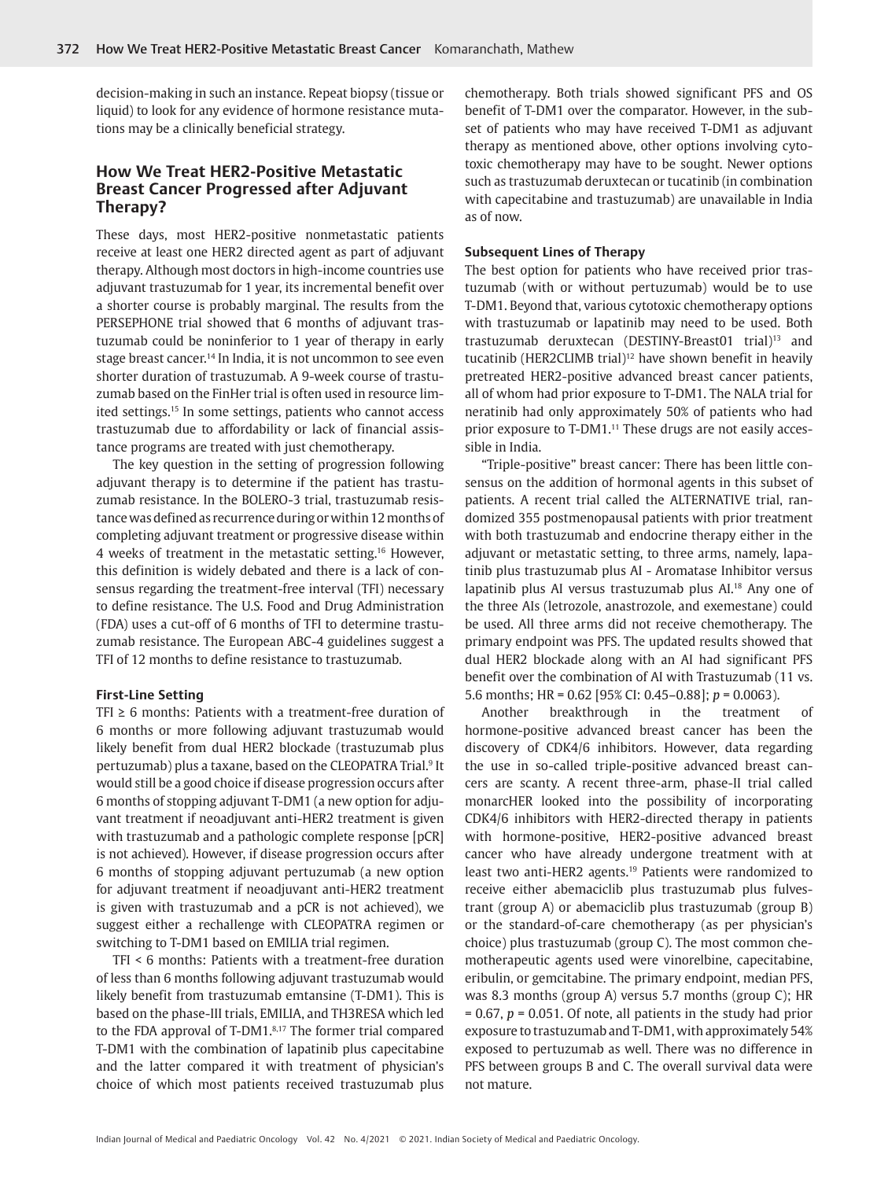decision-making in such an instance. Repeat biopsy (tissue or liquid) to look for any evidence of hormone resistance mutations may be a clinically beneficial strategy.

## How We Treat HER2-Positive Metastatic Breast Cancer Progressed after Adjuvant Therapy?

These days, most HER2-positive nonmetastatic patients receive at least one HER2 directed agent as part of adjuvant therapy. Although most doctors in high-income countries use adjuvant trastuzumab for 1 year, its incremental benefit over a shorter course is probably marginal. The results from the PERSEPHONE trial showed that 6 months of adjuvant trastuzumab could be noninferior to 1 year of therapy in early stage breast cancer.[14] In India, it is not uncommon to see even shorter duration of trastuzumab. A 9-week course of trastuzumab based on the FinHer trial is often used in resource limited settings.[15] In some settings, patients who cannot access trastuzumab due to affordability or lack of financial assistance programs are treated with just chemotherapy.

The key question in the setting of progression following adjuvant therapy is to determine if the patient has trastuzumab resistance. In the BOLERO-3 trial, trastuzumab resistance was defined as recurrence during or within 12 months of completing adjuvant treatment or progressive disease within 4 weeks of treatment in the metastatic setting.[16] However, this definition is widely debated and there is a lack of consensus regarding the treatment-free interval (TFI) necessary to define resistance. The U.S. Food and Drug Administration (FDA) uses a cut-off of 6 months of TFI to determine trastuzumab resistance. The European ABC-4 guidelines suggest a TFI of 12 months to define resistance to trastuzumab.

### First-Line Setting

TFI ≥ 6 months: Patients with a treatment-free duration of 6 months or more following adjuvant trastuzumab would likely benefit from dual HER2 blockade (trastuzumab plus pertuzumab) plus a taxane, based on the CLEOPATRA Trial.[9] It would still be a good choice if disease progression occurs after 6 months of stopping adjuvant T-DM1 (a new option for adjuvant treatment if neoadjuvant anti-HER2 treatment is given with trastuzumab and a pathologic complete response [pCR] is not achieved). However, if disease progression occurs after 6 months of stopping adjuvant pertuzumab (a new option for adjuvant treatment if neoadjuvant anti-HER2 treatment is given with trastuzumab and a pCR is not achieved), we suggest either a rechallenge with CLEOPATRA regimen or switching to T-DM1 based on EMILIA trial regimen.

TFI < 6 months: Patients with a treatment-free duration of less than 6 months following adjuvant trastuzumab would likely benefit from trastuzumab emtansine (T-DM1). This is based on the phase-III trials, EMILIA, and TH3RESA which led to the FDA approval of T-DM1.[8,17] The former trial compared T-DM1 with the combination of lapatinib plus capecitabine and the latter compared it with treatment of physician's choice of which most patients received trastuzumab plus chemotherapy. Both trials showed significant PFS and OS benefit of T-DM1 over the comparator. However, in the subset of patients who may have received T-DM1 as adjuvant therapy as mentioned above, other options involving cytotoxic chemotherapy may have to be sought. Newer options such as trastuzumab deruxtecan or tucatinib (in combination with capecitabine and trastuzumab) are unavailable in India as of now.

### Subsequent Lines of Therapy

The best option for patients who have received prior trastuzumab (with or without pertuzumab) would be to use T-DM1. Beyond that, various cytotoxic chemotherapy options with trastuzumab or lapatinib may need to be used. Both trastuzumab deruxtecan (DESTINY-Breast01 trial)[13] and tucatinib (HER2CLIMB trial)[12] have shown benefit in heavily pretreated HER2-positive advanced breast cancer patients, all of whom had prior exposure to T-DM1. The NALA trial for neratinib had only approximately 50% of patients who had prior exposure to T-DM1.[11] These drugs are not easily accessible in India.

"Triple-positive" breast cancer: There has been little consensus on the addition of hormonal agents in this subset of patients. A recent trial called the ALTERNATIVE trial, randomized 355 postmenopausal patients with prior treatment with both trastuzumab and endocrine therapy either in the adjuvant or metastatic setting, to three arms, namely, lapatinib plus trastuzumab plus AI - Aromatase Inhibitor versus lapatinib plus AI versus trastuzumab plus AI.[18] Any one of the three AIs (letrozole, anastrozole, and exemestane) could be used. All three arms did not receive chemotherapy. The primary endpoint was PFS. The updated results showed that dual HER2 blockade along with an AI had significant PFS benefit over the combination of AI with Trastuzumab (11 vs. 5.6 months; HR = 0.62 [95% CI: 0.45–0.88]; $p = 0.0063$).

Another breakthrough in the treatment of hormone-positive advanced breast cancer has been the discovery of CDK4/6 inhibitors. However, data regarding the use in so-called triple-positive advanced breast cancers are scanty. A recent three-arm, phase-II trial called monarcHER looked into the possibility of incorporating CDK4/6 inhibitors with HER2-directed therapy in patients with hormone-positive, HER2-positive advanced breast cancer who have already undergone treatment with at least two anti-HER2 agents.[19] Patients were randomized to receive either abemaciclib plus trastuzumab plus fulvestrant (group A) or abemaciclib plus trastuzumab (group B) or the standard-of-care chemotherapy (as per physician's choice) plus trastuzumab (group C). The most common chemotherapeutic agents used were vinorelbine, capecitabine, eribulin, or gemcitabine. The primary endpoint, median PFS, was 8.3 months (group A) versus 5.7 months (group C); HR = 0.67, $p = 0.051$. Of note, all patients in the study had prior exposure to trastuzumab and T-DM1, with approximately 54% exposed to pertuzumab as well. There was no difference in PFS between groups B and C. The overall survival data were not mature.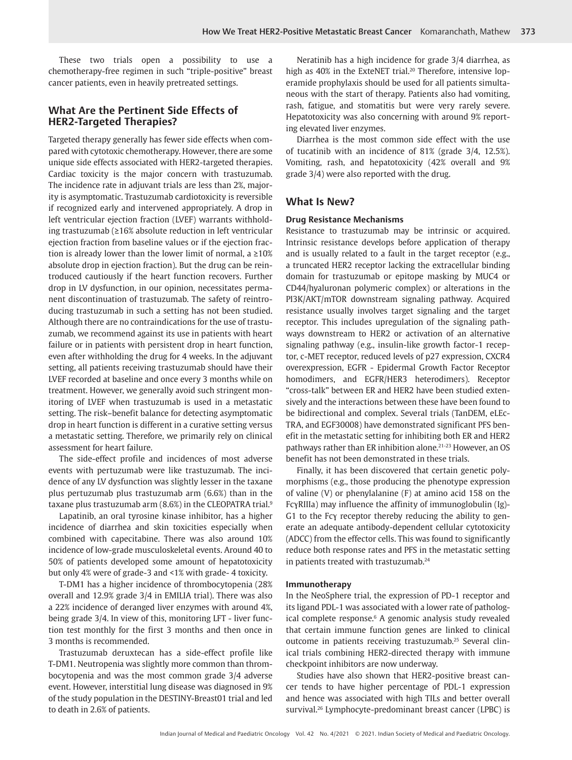These two trials open a possibility to use a chemotherapy-free regimen in such "triple-positive" breast cancer patients, even in heavily pretreated settings.

## What Are the Pertinent Side Effects of HER2-Targeted Therapies?

Targeted therapy generally has fewer side effects when compared with cytotoxic chemotherapy. However, there are some unique side effects associated with HER2-targeted therapies. Cardiac toxicity is the major concern with trastuzumab. The incidence rate in adjuvant trials are less than 2%, majority is asymptomatic. Trastuzumab cardiotoxicity is reversible if recognized early and intervened appropriately. A drop in left ventricular ejection fraction (LVEF) warrants withholding trastuzumab (≥16% absolute reduction in left ventricular ejection fraction from baseline values or if the ejection fraction is already lower than the lower limit of normal, a ≥10% absolute drop in ejection fraction). But the drug can be reintroduced cautiously if the heart function recovers. Further drop in LV dysfunction, in our opinion, necessitates permanent discontinuation of trastuzumab. The safety of reintroducing trastuzumab in such a setting has not been studied. Although there are no contraindications for the use of trastuzumab, we recommend against its use in patients with heart failure or in patients with persistent drop in heart function, even after withholding the drug for 4 weeks. In the adjuvant setting, all patients receiving trastuzumab should have their LVEF recorded at baseline and once every 3 months while on treatment. However, we generally avoid such stringent monitoring of LVEF when trastuzumab is used in a metastatic setting. The risk–benefit balance for detecting asymptomatic drop in heart function is different in a curative setting versus a metastatic setting. Therefore, we primarily rely on clinical assessment for heart failure.

The side-effect profile and incidences of most adverse events with pertuzumab were like trastuzumab. The incidence of any LV dysfunction was slightly lesser in the taxane plus pertuzumab plus trastuzumab arm (6.6%) than in the taxane plus trastuzumab arm (8.6%) in the CLEOPATRA trial.[9]

Lapatinib, an oral tyrosine kinase inhibitor, has a higher incidence of diarrhea and skin toxicities especially when combined with capecitabine. There was also around 10% incidence of low-grade musculoskeletal events. Around 40 to 50% of patients developed some amount of hepatotoxicity but only 4% were of grade-3 and <1% with grade- 4 toxicity.

T-DM1 has a higher incidence of thrombocytopenia (28% overall and 12.9% grade 3/4 in EMILIA trial). There was also a 22% incidence of deranged liver enzymes with around 4%, being grade 3/4. In view of this, monitoring LFT - liver function test monthly for the first 3 months and then once in 3 months is recommended.

Trastuzumab deruxtecan has a side-effect profile like T-DM1. Neutropenia was slightly more common than thrombocytopenia and was the most common grade 3/4 adverse event. However, interstitial lung disease was diagnosed in 9% of the study population in the DESTINY-Breast01 trial and led to death in 2.6% of patients.

Neratinib has a high incidence for grade 3/4 diarrhea, as high as 40% in the ExteNET trial.[20] Therefore, intensive loperamide prophylaxis should be used for all patients simultaneous with the start of therapy. Patients also had vomiting, rash, fatigue, and stomatitis but were very rarely severe. Hepatotoxicity was also concerning with around 9% reporting elevated liver enzymes.

Diarrhea is the most common side effect with the use of tucatinib with an incidence of 81% (grade 3/4, 12.5%). Vomiting, rash, and hepatotoxicity (42% overall and 9% grade 3/4) were also reported with the drug.

## What Is New?

### Drug Resistance Mechanisms

Resistance to trastuzumab may be intrinsic or acquired. Intrinsic resistance develops before application of therapy and is usually related to a fault in the target receptor (e.g., a truncated HER2 receptor lacking the extracellular binding domain for trastuzumab or epitope masking by MUC4 or CD44/hyaluronan polymeric complex) or alterations in the PI3K/AKT/mTOR downstream signaling pathway. Acquired resistance usually involves target signaling and the target receptor. This includes upregulation of the signaling pathways downstream to HER2 or activation of an alternative signaling pathway (e.g., insulin-like growth factor-1 receptor, c-MET receptor, reduced levels of p27 expression, CXCR4 overexpression, EGFR - Epidermal Growth Factor Receptor homodimers, and EGFR/HER3 heterodimers). Receptor "cross-talk" between ER and HER2 have been studied extensively and the interactions between these have been found to be bidirectional and complex. Several trials (TanDEM, eLEcTRA, and EGF30008) have demonstrated significant PFS benefit in the metastatic setting for inhibiting both ER and HER2 pathways rather than ER inhibition alone.[21-23] However, an OS benefit has not been demonstrated in these trials.

Finally, it has been discovered that certain genetic polymorphisms (e.g., those producing the phenotype expression of valine (V) or phenylalanine (F) at amino acid 158 on the FcγRIIIa) may influence the affinity of immunoglobulin (Ig)-G1 to the Fcγ receptor thereby reducing the ability to generate an adequate antibody-dependent cellular cytotoxicity (ADCC) from the effector cells. This was found to significantly reduce both response rates and PFS in the metastatic setting in patients treated with trastuzumab.[24]

### Immunotherapy

In the NeoSphere trial, the expression of PD-1 receptor and its ligand PDL-1 was associated with a lower rate of pathological complete response.[6] A genomic analysis study revealed that certain immune function genes are linked to clinical outcome in patients receiving trastuzumab.[25] Several clinical trials combining HER2-directed therapy with immune checkpoint inhibitors are now underway.

Studies have also shown that HER2-positive breast cancer tends to have higher percentage of PDL-1 expression and hence was associated with high TILs and better overall survival.[26] Lymphocyte-predominant breast cancer (LPBC) is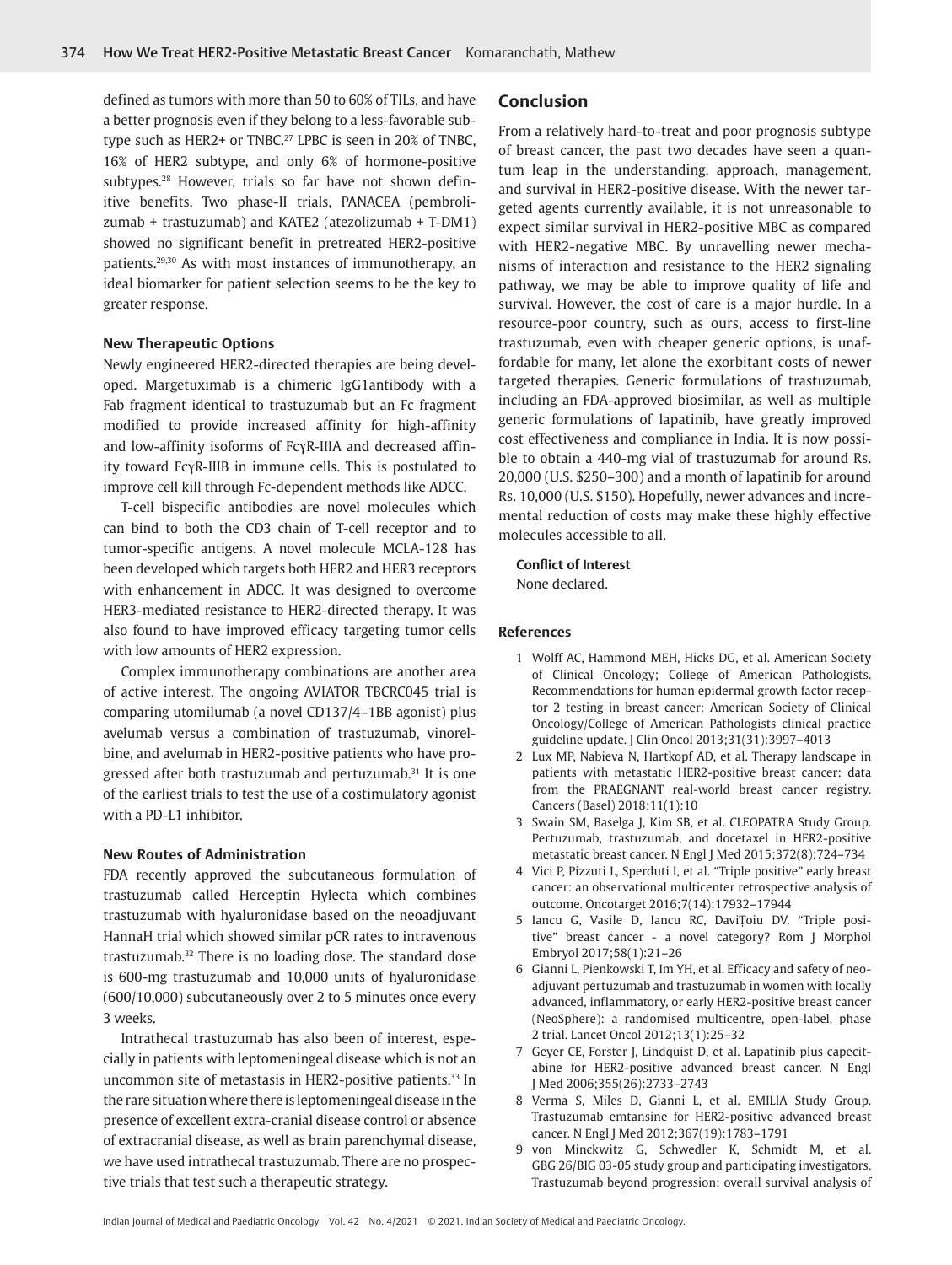defined as tumors with more than 50 to 60% of TILs, and have a better prognosis even if they belong to a less-favorable subtype such as HER2+ or TNBC.[27] LPBC is seen in 20% of TNBC, 16% of HER2 subtype, and only 6% of hormone-positive subtypes.[28] However, trials so far have not shown definitive benefits. Two phase-II trials, PANACEA (pembrolizumab + trastuzumab) and KATE2 (atezolizumab + T-DM1) showed no significant benefit in pretreated HER2-positive patients.[29,30] As with most instances of immunotherapy, an ideal biomarker for patient selection seems to be the key to greater response.

### New Therapeutic Options

Newly engineered HER2-directed therapies are being developed. Margetuximab is a chimeric IgG1antibody with a Fab fragment identical to trastuzumab but an Fc fragment modified to provide increased affinity for high-affinity and low-affinity isoforms of FcγR-IIIA and decreased affinity toward FcγR-IIIB in immune cells. This is postulated to improve cell kill through Fc-dependent methods like ADCC.

T-cell bispecific antibodies are novel molecules which can bind to both the CD3 chain of T-cell receptor and to tumor-specific antigens. A novel molecule MCLA-128 has been developed which targets both HER2 and HER3 receptors with enhancement in ADCC. It was designed to overcome HER3-mediated resistance to HER2-directed therapy. It was also found to have improved efficacy targeting tumor cells with low amounts of HER2 expression.

Complex immunotherapy combinations are another area of active interest. The ongoing AVIATOR TBCRC045 trial is comparing utomilumab (a novel CD137/4–1BB agonist) plus avelumab versus a combination of trastuzumab, vinorelbine, and avelumab in HER2-positive patients who have progressed after both trastuzumab and pertuzumab.[31] It is one of the earliest trials to test the use of a costimulatory agonist with a PD-L1 inhibitor.

### New Routes of Administration

FDA recently approved the subcutaneous formulation of trastuzumab called Herceptin Hylecta which combines trastuzumab with hyaluronidase based on the neoadjuvant HannaH trial which showed similar pCR rates to intravenous trastuzumab.[32] There is no loading dose. The standard dose is 600-mg trastuzumab and 10,000 units of hyaluronidase (600/10,000) subcutaneously over 2 to 5 minutes once every 3 weeks.

Intrathecal trastuzumab has also been of interest, especially in patients with leptomeningeal disease which is not an uncommon site of metastasis in HER2-positive patients.[33] In the rare situation where there is leptomeningeal disease in the presence of excellent extra-cranial disease control or absence of extracranial disease, as well as brain parenchymal disease, we have used intrathecal trastuzumab. There are no prospective trials that test such a therapeutic strategy.

## Conclusion

From a relatively hard-to-treat and poor prognosis subtype of breast cancer, the past two decades have seen a quantum leap in the understanding, approach, management, and survival in HER2-positive disease. With the newer targeted agents currently available, it is not unreasonable to expect similar survival in HER2-positive MBC as compared with HER2-negative MBC. By unravelling newer mechanisms of interaction and resistance to the HER2 signaling pathway, we may be able to improve quality of life and survival. However, the cost of care is a major hurdle. In a resource-poor country, such as ours, access to first-line trastuzumab, even with cheaper generic options, is unaffordable for many, let alone the exorbitant costs of newer targeted therapies. Generic formulations of trastuzumab, including an FDA-approved biosimilar, as well as multiple generic formulations of lapatinib, have greatly improved cost effectiveness and compliance in India. It is now possible to obtain a 440-mg vial of trastuzumab for around Rs. 20,000 (U.S. $250–300) and a month of lapatinib for around Rs. 10,000 (U.S. $150). Hopefully, newer advances and incremental reduction of costs may make these highly effective molecules accessible to all.

**Conflict of Interest**

None declared.

### References

1. Wolff AC, Hammond MEH, Hicks DG, et al. American Society of Clinical Oncology; College of American Pathologists. Recommendations for human epidermal growth factor receptor 2 testing in breast cancer: American Society of Clinical Oncology/College of American Pathologists clinical practice guideline update. J Clin Oncol 2013;31(31):3997–4013
2. Lux MP, Nabieva N, Hartkopf AD, et al. Therapy landscape in patients with metastatic HER2-positive breast cancer: data from the PRAEGNANT real-world breast cancer registry. Cancers (Basel) 2018;11(1):10
3. Swain SM, Baselga J, Kim SB, et al. CLEOPATRA Study Group. Pertuzumab, trastuzumab, and docetaxel in HER2-positive metastatic breast cancer. N Engl J Med 2015;372(8):724–734
4. Vici P, Pizzuti L, Sperduti I, et al. "Triple positive" early breast cancer: an observational multicenter retrospective analysis of outcome. Oncotarget 2016;7(14):17932–17944
5. Iancu G, Vasile D, Iancu RC, DaviȚoiu DV. "Triple positive" breast cancer - a novel category? Rom J Morphol Embryol 2017;58(1):21–26
6. Gianni L, Pienkowski T, Im YH, et al. Efficacy and safety of neoadjuvant pertuzumab and trastuzumab in women with locally advanced, inflammatory, or early HER2-positive breast cancer (NeoSphere): a randomised multicentre, open-label, phase 2 trial. Lancet Oncol 2012;13(1):25–32
7. Geyer CE, Forster J, Lindquist D, et al. Lapatinib plus capecitabine for HER2-positive advanced breast cancer. N Engl J Med 2006;355(26):2733–2743
8. Verma S, Miles D, Gianni L, et al. EMILIA Study Group. Trastuzumab emtansine for HER2-positive advanced breast cancer. N Engl J Med 2012;367(19):1783–1791
9. von Minckwitz G, Schwedler K, Schmidt M, et al. GBG 26/BIG 03-05 study group and participating investigators. Trastuzumab beyond progression: overall survival analysis of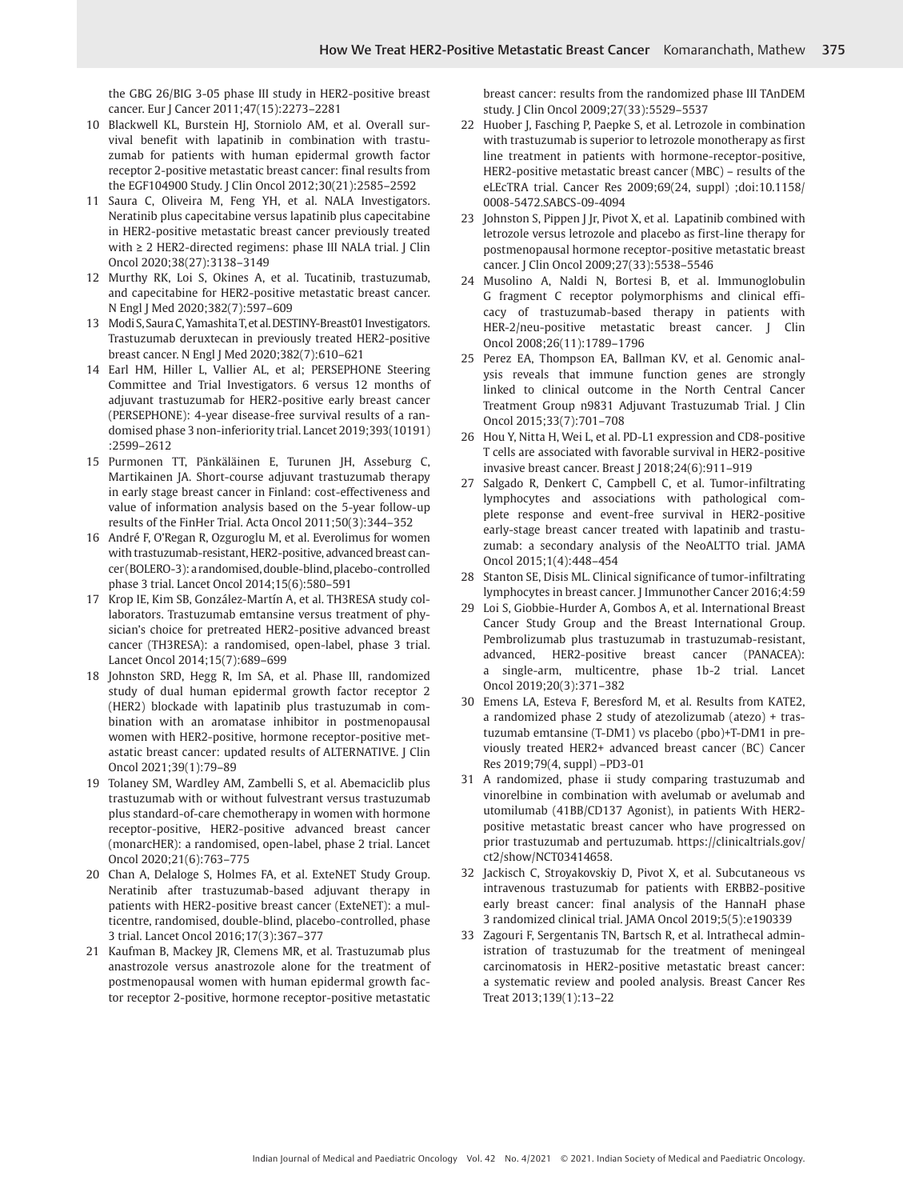the GBG 26/BIG 3-05 phase III study in HER2-positive breast cancer. Eur J Cancer 2011;47(15):2273–2281

10 Blackwell KL, Burstein HJ, Storniolo AM, et al. Overall survival benefit with lapatinib in combination with trastuzumab for patients with human epidermal growth factor receptor 2-positive metastatic breast cancer: final results from the EGF104900 Study. J Clin Oncol 2012;30(21):2585–2592

11 Saura C, Oliveira M, Feng YH, et al. NALA Investigators. Neratinib plus capecitabine versus lapatinib plus capecitabine in HER2-positive metastatic breast cancer previously treated with ≥ 2 HER2-directed regimens: phase III NALA trial. J Clin Oncol 2020;38(27):3138–3149

12 Murthy RK, Loi S, Okines A, et al. Tucatinib, trastuzumab, and capecitabine for HER2-positive metastatic breast cancer. N Engl J Med 2020;382(7):597–609

13 Modi S, Saura C, Yamashita T, et al. DESTINY-Breast01 Investigators. Trastuzumab deruxtecan in previously treated HER2-positive breast cancer. N Engl J Med 2020;382(7):610–621

14 Earl HM, Hiller L, Vallier AL, et al; PERSEPHONE Steering Committee and Trial Investigators. 6 versus 12 months of adjuvant trastuzumab for HER2-positive early breast cancer (PERSEPHONE): 4-year disease-free survival results of a randomised phase 3 non-inferiority trial. Lancet 2019;393(10191):2599–2612

15 Purmonen TT, Pänkäläinen E, Turunen JH, Asseburg C, Martikainen JA. Short-course adjuvant trastuzumab therapy in early stage breast cancer in Finland: cost-effectiveness and value of information analysis based on the 5-year follow-up results of the FinHer Trial. Acta Oncol 2011;50(3):344–352

16 André F, O'Regan R, Ozguroglu M, et al. Everolimus for women with trastuzumab-resistant, HER2-positive, advanced breast cancer (BOLERO-3): a randomised, double-blind, placebo-controlled phase 3 trial. Lancet Oncol 2014;15(6):580–591

17 Krop IE, Kim SB, González-Martín A, et al. TH3RESA study collaborators. Trastuzumab emtansine versus treatment of physician's choice for pretreated HER2-positive advanced breast cancer (TH3RESA): a randomised, open-label, phase 3 trial. Lancet Oncol 2014;15(7):689–699

18 Johnston SRD, Hegg R, Im SA, et al. Phase III, randomized study of dual human epidermal growth factor receptor 2 (HER2) blockade with lapatinib plus trastuzumab in combination with an aromatase inhibitor in postmenopausal women with HER2-positive, hormone receptor-positive metastatic breast cancer: updated results of ALTERNATIVE. J Clin Oncol 2021;39(1):79–89

19 Tolaney SM, Wardley AM, Zambelli S, et al. Abemaciclib plus trastuzumab with or without fulvestrant versus trastuzumab plus standard-of-care chemotherapy in women with hormone receptor-positive, HER2-positive advanced breast cancer (monarcHER): a randomised, open-label, phase 2 trial. Lancet Oncol 2020;21(6):763–775

20 Chan A, Delaloge S, Holmes FA, et al. ExteNET Study Group. Neratinib after trastuzumab-based adjuvant therapy in patients with HER2-positive breast cancer (ExteNET): a multicentre, randomised, double-blind, placebo-controlled, phase 3 trial. Lancet Oncol 2016;17(3):367–377

21 Kaufman B, Mackey JR, Clemens MR, et al. Trastuzumab plus anastrozole versus anastrozole alone for the treatment of postmenopausal women with human epidermal growth factor receptor 2-positive, hormone receptor-positive metastatic breast cancer: results from the randomized phase III TAnDEM study. J Clin Oncol 2009;27(33):5529–5537

22 Huober J, Fasching P, Paepke S, et al. Letrozole in combination with trastuzumab is superior to letrozole monotherapy as first line treatment in patients with hormone-receptor-positive, HER2-positive metastatic breast cancer (MBC) – results of the eLEcTRA trial. Cancer Res 2009;69(24, suppl) ;doi:10.1158/0008-5472.SABCS-09-4094

23 Johnston S, Pippen J Jr, Pivot X, et al. Lapatinib combined with letrozole versus letrozole and placebo as first-line therapy for postmenopausal hormone receptor-positive metastatic breast cancer. J Clin Oncol 2009;27(33):5538–5546

24 Musolino A, Naldi N, Bortesi B, et al. Immunoglobulin G fragment C receptor polymorphisms and clinical efficacy of trastuzumab-based therapy in patients with HER-2/neu-positive metastatic breast cancer. J Clin Oncol 2008;26(11):1789–1796

25 Perez EA, Thompson EA, Ballman KV, et al. Genomic analysis reveals that immune function genes are strongly linked to clinical outcome in the North Central Cancer Treatment Group n9831 Adjuvant Trastuzumab Trial. J Clin Oncol 2015;33(7):701–708

26 Hou Y, Nitta H, Wei L, et al. PD-L1 expression and CD8-positive T cells are associated with favorable survival in HER2-positive invasive breast cancer. Breast J 2018;24(6):911–919

27 Salgado R, Denkert C, Campbell C, et al. Tumor-infiltrating lymphocytes and associations with pathological complete response and event-free survival in HER2-positive early-stage breast cancer treated with lapatinib and trastuzumab: a secondary analysis of the NeoALTTO trial. JAMA Oncol 2015;1(4):448–454

28 Stanton SE, Disis ML. Clinical significance of tumor-infiltrating lymphocytes in breast cancer. J Immunother Cancer 2016;4:59

29 Loi S, Giobbie-Hurder A, Gombos A, et al. International Breast Cancer Study Group and the Breast International Group. Pembrolizumab plus trastuzumab in trastuzumab-resistant, advanced, HER2-positive breast cancer (PANACEA): a single-arm, multicentre, phase 1b-2 trial. Lancet Oncol 2019;20(3):371–382

30 Emens LA, Esteva F, Beresford M, et al. Results from KATE2, a randomized phase 2 study of atezolizumab (atezo) + trastuzumab emtansine (T-DM1) vs placebo (pbo)+T-DM1 in previously treated HER2+ advanced breast cancer (BC) Cancer Res 2019;79(4, suppl) –PD3-01

31 A randomized, phase ii study comparing trastuzumab and vinorelbine in combination with avelumab or avelumab and utomilumab (41BB/CD137 Agonist), in patients With HER2-positive metastatic breast cancer who have progressed on prior trastuzumab and pertuzumab. https://clinicaltrials.gov/ct2/show/NCT03414658.

32 Jackisch C, Stroyakovskiy D, Pivot X, et al. Subcutaneous vs intravenous trastuzumab for patients with ERBB2-positive early breast cancer: final analysis of the HannaH phase 3 randomized clinical trial. JAMA Oncol 2019;5(5):e190339

33 Zagouri F, Sergentanis TN, Bartsch R, et al. Intrathecal administration of trastuzumab for the treatment of meningeal carcinomatosis in HER2-positive metastatic breast cancer: a systematic review and pooled analysis. Breast Cancer Res Treat 2013;139(1):13–22